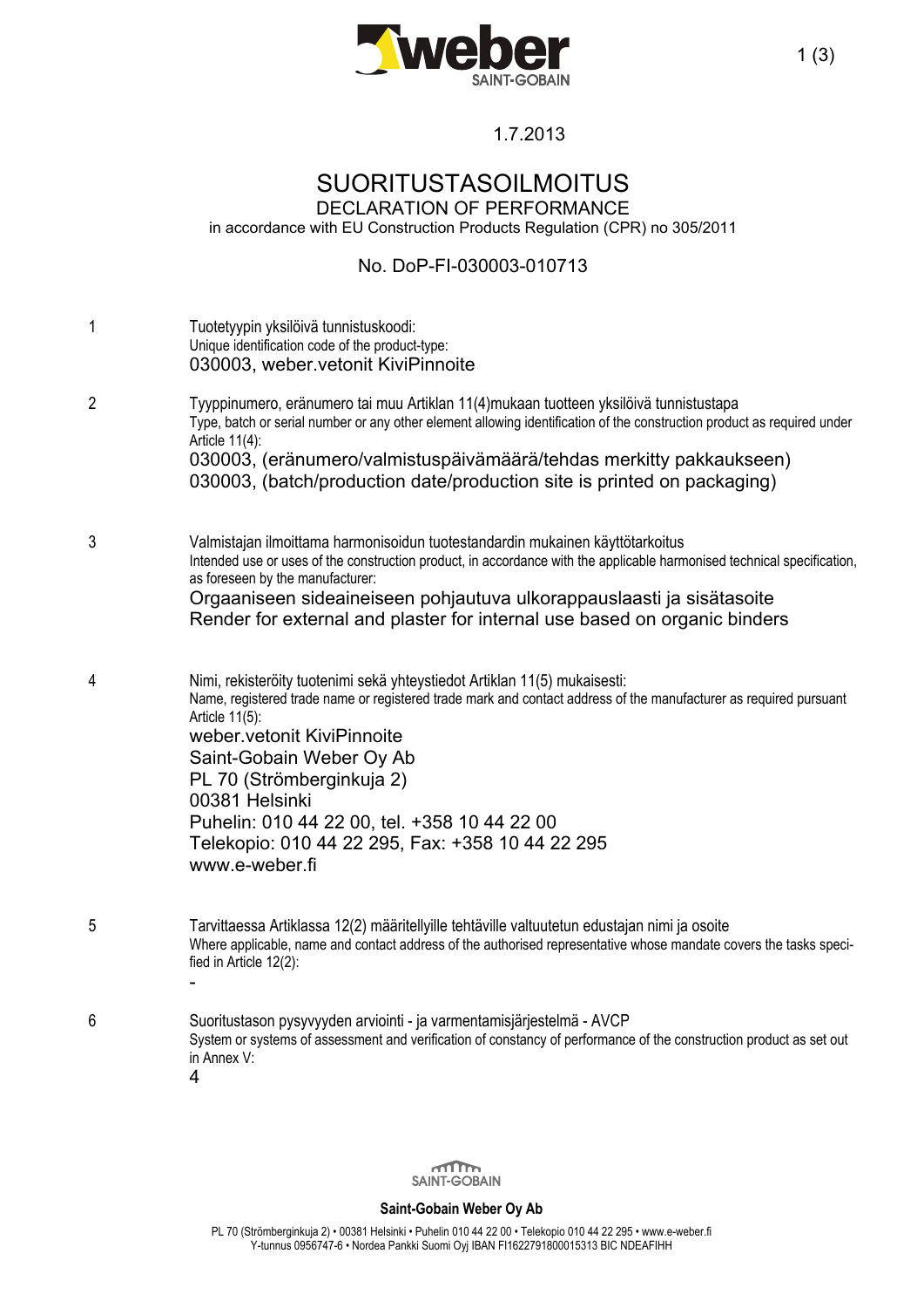1.7.2013

# SUORITUSTASOILMOITUS

## DECLARATION OF PERFORMANCE

in accordance with EU Construction Products Regulation (CPR) no 305/2011

No. DoP-FI-030003-010713

**1** Tuotetyypin yksilöivä tunnistuskoodi:
Unique identification code of the product-type:
030003, weber.vetonit KiviPinnoite

**2** Tyyppinumero, eränumero tai muu Artiklan 11(4)mukaan tuotteen yksilöivä tunnistustapa
Type, batch or serial number or any other element allowing identification of the construction product as required under Article 11(4):
030003, (eränumero/valmistuspäivämäärä/tehdas merkitty pakkaukseen)
030003, (batch/production date/production site is printed on packaging)

**3** Valmistajan ilmoittama harmonisoidun tuotestandardin mukainen käyttötarkoitus
Intended use or uses of the construction product, in accordance with the applicable harmonised technical specification, as foreseen by the manufacturer:
Orgaaniseen sideaineiseen pohjautuva ulkorappauslaasti ja sisätasoite
Render for external and plaster for internal use based on organic binders

**4** Nimi, rekisteröity tuotenimi sekä yhteystiedot Artiklan 11(5) mukaisesti:
Name, registered trade name or registered trade mark and contact address of the manufacturer as required pursuant Article 11(5):
weber.vetonit KiviPinnoite
Saint-Gobain Weber Oy Ab
PL 70 (Strömberginkuja 2)
00381 Helsinki
Puhelin: 010 44 22 00, tel. +358 10 44 22 00
Telekopio: 010 44 22 295, Fax: +358 10 44 22 295
www.e-weber.fi

**5** Tarvittaessa Artiklassa 12(2) määritellyille tehtäville valtuutetun edustajan nimi ja osoite
Where applicable, name and contact address of the authorised representative whose mandate covers the tasks specified in Article 12(2):
-

**6** Suoritustason pysyvyyden arviointi - ja varmentamisjärjestelmä - AVCP
System or systems of assessment and verification of constancy of performance of the construction product as set out in Annex V:
4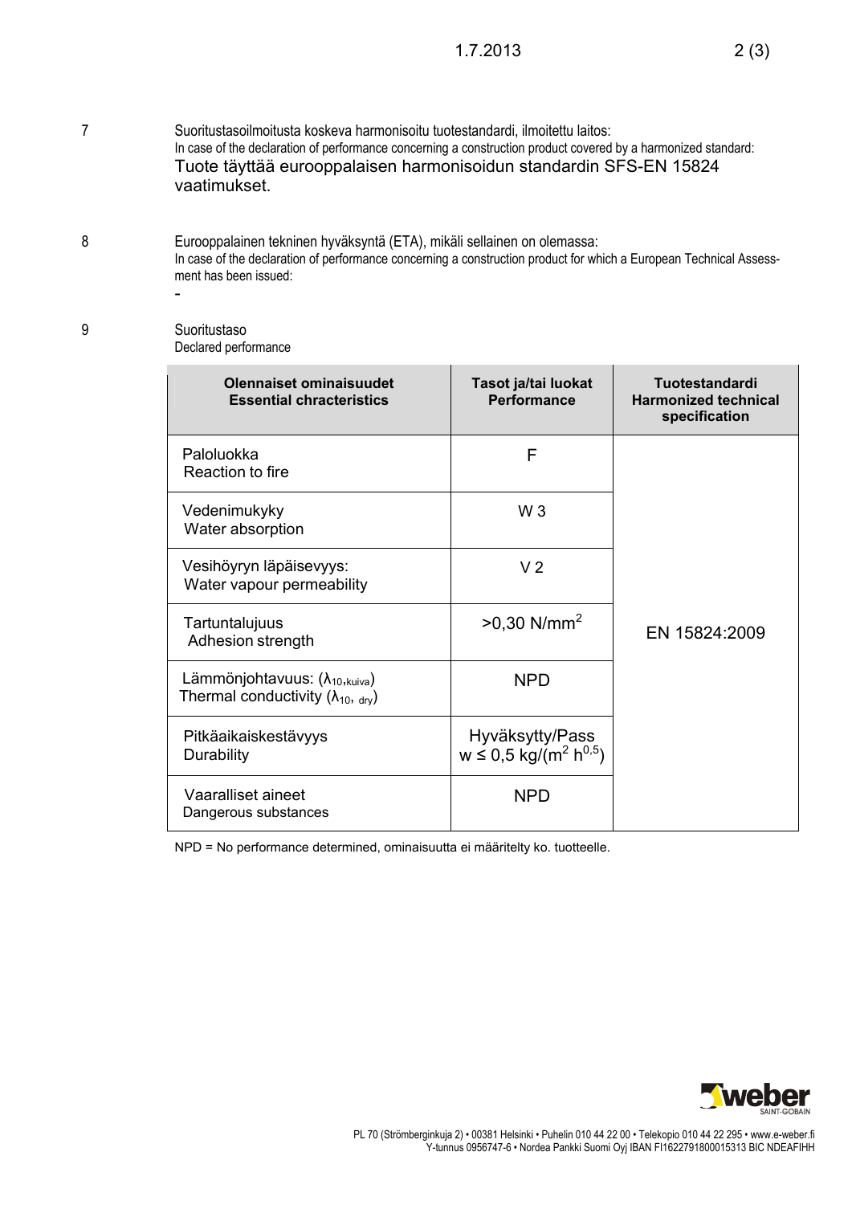7 Suoritustasoilmoitusta koskeva harmonisoitu tuotestandardi, ilmoitettu laitos:
In case of the declaration of performance concerning a construction product covered by a harmonized standard:
Tuote täyttää eurooppalaisen harmonisoidun standardin SFS-EN 15824 vaatimukset.

8 Eurooppalainen tekninen hyväksyntä (ETA), mikäli sellainen on olemassa:
In case of the declaration of performance concerning a construction product for which a European Technical Assessment has been issued:
-

9 Suoritustaso
Declared performance

| **Olennaiset ominaisuudet**<br>**Essential chracteristics** | **Tasot ja/tai luokat**<br>**Performance** | **Tuotestandardi**<br>**Harmonized technical specification** |
|---|---|---|
| Paloluokka<br>Reaction to fire | F | EN 15824:2009 |
| Vedenimukyky<br>Water absorption | W 3 | |
| Vesihöyryn läpäisevyys:<br>Water vapour permeability | V 2 | |
| Tartuntalujuus<br>Adhesion strength | >0,30 N/mm$^2$ | |
| Lämmönjohtavuus: ($\lambda_{10,kuiva}$)<br>Thermal conductivity ($\lambda_{10,\ dry}$) | NPD | |
| Pitkäaikaiskestävyys<br>Durability | Hyväksytty/Pass<br>w ≤ 0,5 kg/(m$^2$ h$^{0,5}$) | |
| Vaaralliset aineet<br>Dangerous substances | NPD | |

NPD = No performance determined, ominaisuutta ei määritelty ko. tuotteelle.

PL 70 (Strömberginkuja 2) • 00381 Helsinki • Puhelin 010 44 22 00 • Telekopio 010 44 22 295 • www.e-weber.fi
Y-tunnus 0956747-6 • Nordea Pankki Suomi Oyj IBAN FI1622791800015313 BIC NDEAFIHH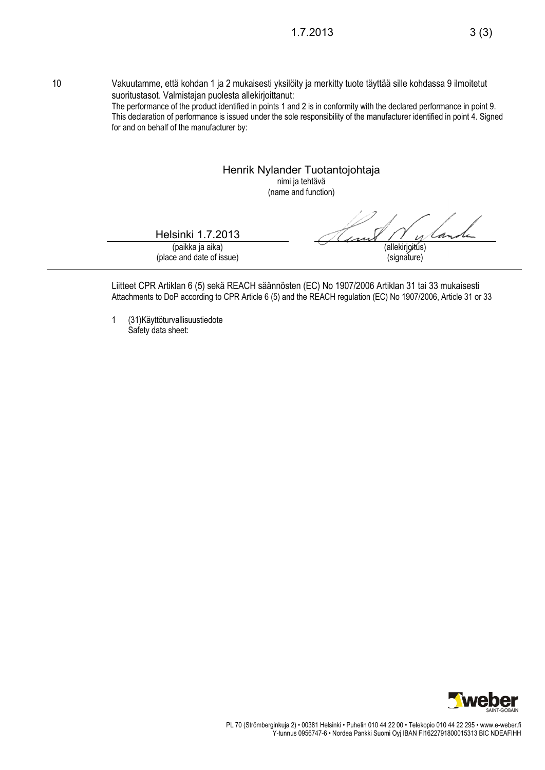10 Vakuutamme, että kohdan 1 ja 2 mukaisesti yksilöity ja merkitty tuote täyttää sille kohdassa 9 ilmoitetut suoritustasot. Valmistajan puolesta allekirjoittanut:

The performance of the product identified in points 1 and 2 is in conformity with the declared performance in point 9. This declaration of performance is issued under the sole responsibility of the manufacturer identified in point 4. Signed for and on behalf of the manufacturer by:

Henrik Nylander Tuotantojohtaja
nimi ja tehtävä
(name and function)

| Helsinki 1.7.2013 | |
|---|---|
| (paikka ja aika) (place and date of issue) | (allekirjoitus) (signature) |

Liitteet CPR Artiklan 6 (5) sekä REACH säännösten (EC) No 1907/2006 Artiklan 31 tai 33 mukaisesti
Attachments to DoP according to CPR Article 6 (5) and the REACH regulation (EC) No 1907/2006, Article 31 or 33

1 (31)Käyttöturvallisuustiedote
Safety data sheet:

PL 70 (Strömberginkuja 2) • 00381 Helsinki • Puhelin 010 44 22 00 • Telekopio 010 44 22 295 • www.e-weber.fi
Y-tunnus 0956747-6 • Nordea Pankki Suomi Oyj IBAN FI1622791800015313 BIC NDEAFIHH